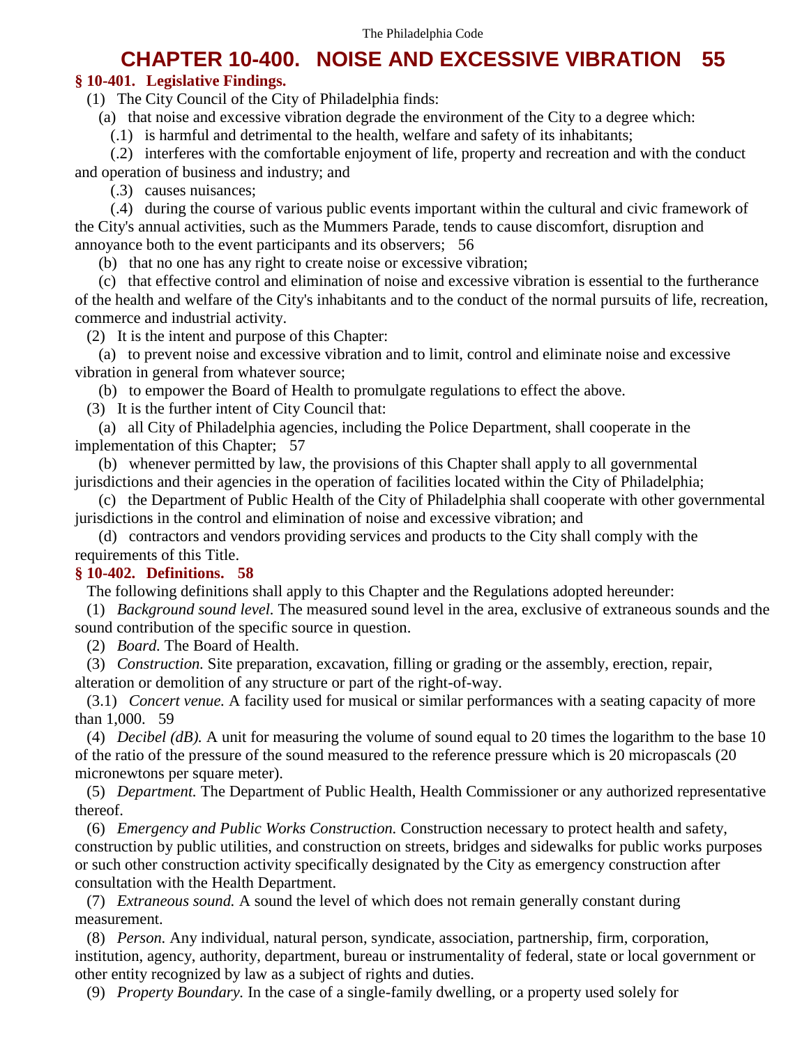# CHAPTER 10-400. NOISE AND EXCESSIVE VIBRATION [55]

### § 10-401. Legislative Findings.

(1) The City Council of the City of Philadelphia finds:

(a) that noise and excessive vibration degrade the environment of the City to a degree which:

(.1) is harmful and detrimental to the health, welfare and safety of its inhabitants;

(.2) interferes with the comfortable enjoyment of life, property and recreation and with the conduct and operation of business and industry; and

(.3) causes nuisances;

(.4) during the course of various public events important within the cultural and civic framework of the City's annual activities, such as the Mummers Parade, tends to cause discomfort, disruption and annoyance both to the event participants and its observers; [56]

(b) that no one has any right to create noise or excessive vibration;

(c) that effective control and elimination of noise and excessive vibration is essential to the furtherance of the health and welfare of the City's inhabitants and to the conduct of the normal pursuits of life, recreation, commerce and industrial activity.

(2) It is the intent and purpose of this Chapter:

(a) to prevent noise and excessive vibration and to limit, control and eliminate noise and excessive vibration in general from whatever source;

(b) to empower the Board of Health to promulgate regulations to effect the above.

(3) It is the further intent of City Council that:

(a) all City of Philadelphia agencies, including the Police Department, shall cooperate in the implementation of this Chapter; [57]

(b) whenever permitted by law, the provisions of this Chapter shall apply to all governmental jurisdictions and their agencies in the operation of facilities located within the City of Philadelphia;

(c) the Department of Public Health of the City of Philadelphia shall cooperate with other governmental jurisdictions in the control and elimination of noise and excessive vibration; and

(d) contractors and vendors providing services and products to the City shall comply with the requirements of this Title.

### § 10-402. Definitions. [58]

The following definitions shall apply to this Chapter and the Regulations adopted hereunder:

(1) *Background sound level.* The measured sound level in the area, exclusive of extraneous sounds and the sound contribution of the specific source in question.

(2) *Board.* The Board of Health.

(3) *Construction.* Site preparation, excavation, filling or grading or the assembly, erection, repair, alteration or demolition of any structure or part of the right-of-way.

(3.1) *Concert venue.* A facility used for musical or similar performances with a seating capacity of more than 1,000. [59]

(4) *Decibel (dB).* A unit for measuring the volume of sound equal to 20 times the logarithm to the base 10 of the ratio of the pressure of the sound measured to the reference pressure which is 20 micropascals (20 micronewtons per square meter).

(5) *Department.* The Department of Public Health, Health Commissioner or any authorized representative thereof.

(6) *Emergency and Public Works Construction.* Construction necessary to protect health and safety, construction by public utilities, and construction on streets, bridges and sidewalks for public works purposes or such other construction activity specifically designated by the City as emergency construction after consultation with the Health Department.

(7) *Extraneous sound.* A sound the level of which does not remain generally constant during measurement.

(8) *Person.* Any individual, natural person, syndicate, association, partnership, firm, corporation, institution, agency, authority, department, bureau or instrumentality of federal, state or local government or other entity recognized by law as a subject of rights and duties.

(9) *Property Boundary.* In the case of a single-family dwelling, or a property used solely for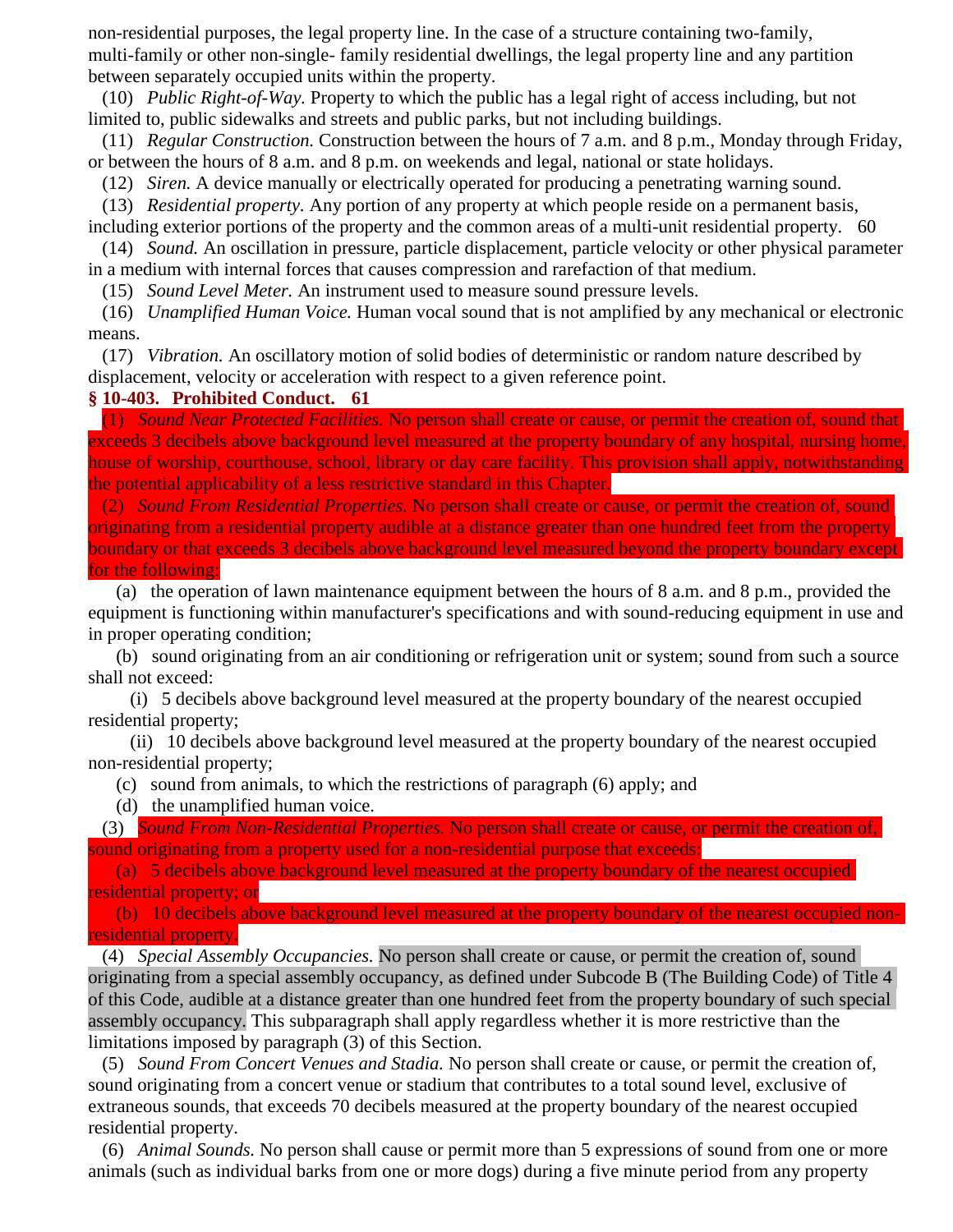non-residential purposes, the legal property line. In the case of a structure containing two-family, multi-family or other non-single- family residential dwellings, the legal property line and any partition between separately occupied units within the property.

(10) *Public Right-of-Way.* Property to which the public has a legal right of access including, but not limited to, public sidewalks and streets and public parks, but not including buildings.

(11) *Regular Construction.* Construction between the hours of 7 a.m. and 8 p.m., Monday through Friday, or between the hours of 8 a.m. and 8 p.m. on weekends and legal, national or state holidays.

(12) *Siren.* A device manually or electrically operated for producing a penetrating warning sound.

(13) *Residential property.* Any portion of any property at which people reside on a permanent basis, including exterior portions of the property and the common areas of a multi-unit residential property. 60

(14) *Sound.* An oscillation in pressure, particle displacement, particle velocity or other physical parameter in a medium with internal forces that causes compression and rarefaction of that medium.

(15) *Sound Level Meter.* An instrument used to measure sound pressure levels.

(16) *Unamplified Human Voice.* Human vocal sound that is not amplified by any mechanical or electronic means.

(17) *Vibration.* An oscillatory motion of solid bodies of deterministic or random nature described by displacement, velocity or acceleration with respect to a given reference point.

### § 10-403. Prohibited Conduct. 61

(1) *Sound Near Protected Facilities.* No person shall create or cause, or permit the creation of, sound that exceeds 3 decibels above background level measured at the property boundary of any hospital, nursing home, house of worship, courthouse, school, library or day care facility. This provision shall apply, notwithstanding the potential applicability of a less restrictive standard in this Chapter.

(2) *Sound From Residential Properties.* No person shall create or cause, or permit the creation of, sound originating from a residential property audible at a distance greater than one hundred feet from the property boundary or that exceeds 3 decibels above background level measured beyond the property boundary except for the following:

(a) the operation of lawn maintenance equipment between the hours of 8 a.m. and 8 p.m., provided the equipment is functioning within manufacturer's specifications and with sound-reducing equipment in use and in proper operating condition;

(b) sound originating from an air conditioning or refrigeration unit or system; sound from such a source shall not exceed:

(i) 5 decibels above background level measured at the property boundary of the nearest occupied residential property;

(ii) 10 decibels above background level measured at the property boundary of the nearest occupied non-residential property;

(c) sound from animals, to which the restrictions of paragraph (6) apply; and

(d) the unamplified human voice.

(3) *Sound From Non-Residential Properties.* No person shall create or cause, or permit the creation of, sound originating from a property used for a non-residential purpose that exceeds:

(a) 5 decibels above background level measured at the property boundary of the nearest occupied residential property; or

(b) 10 decibels above background level measured at the property boundary of the nearest occupied non-residential property.

(4) *Special Assembly Occupancies.* No person shall create or cause, or permit the creation of, sound originating from a special assembly occupancy, as defined under Subcode B (The Building Code) of Title 4 of this Code, audible at a distance greater than one hundred feet from the property boundary of such special assembly occupancy. This subparagraph shall apply regardless whether it is more restrictive than the limitations imposed by paragraph (3) of this Section.

(5) *Sound From Concert Venues and Stadia.* No person shall create or cause, or permit the creation of, sound originating from a concert venue or stadium that contributes to a total sound level, exclusive of extraneous sounds, that exceeds 70 decibels measured at the property boundary of the nearest occupied residential property.

(6) *Animal Sounds.* No person shall cause or permit more than 5 expressions of sound from one or more animals (such as individual barks from one or more dogs) during a five minute period from any property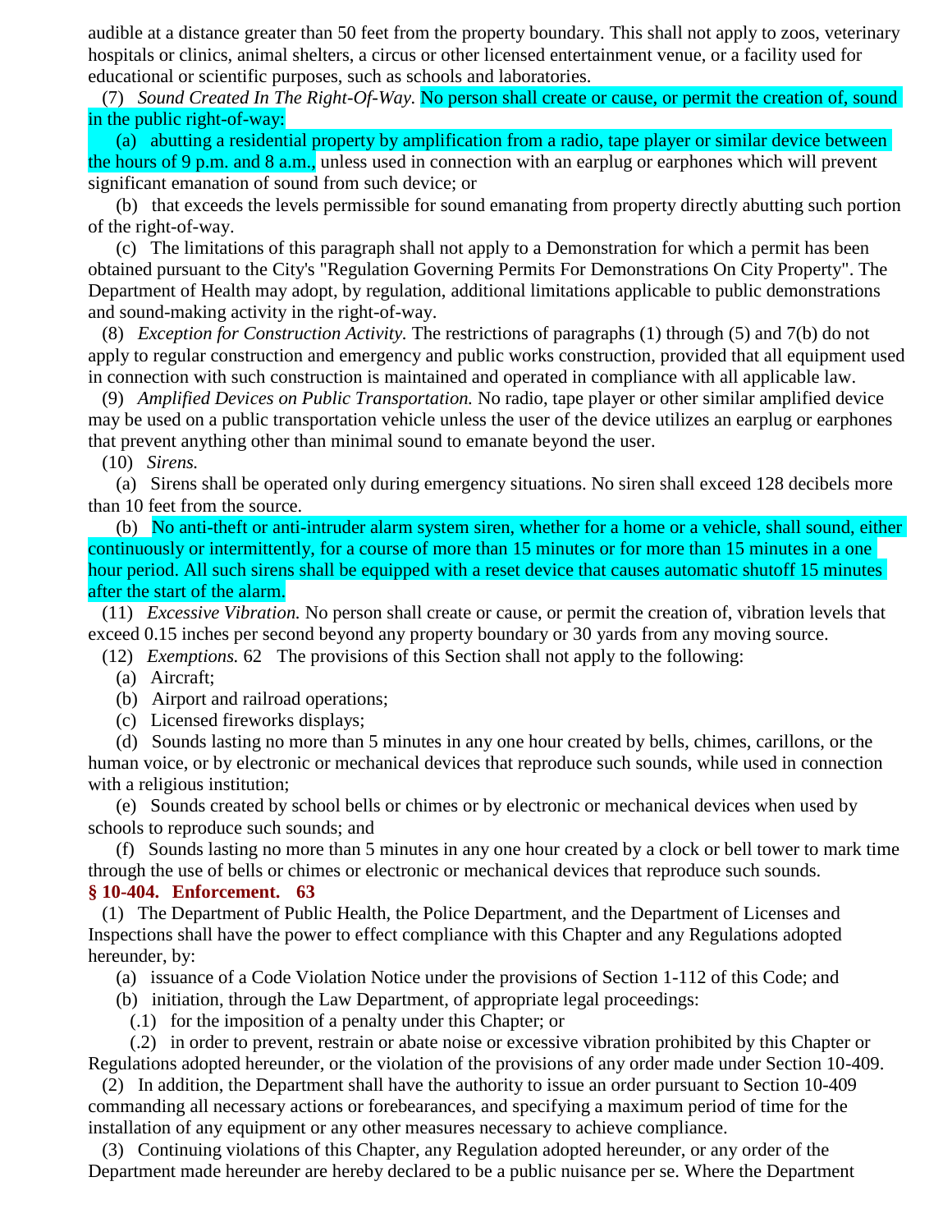audible at a distance greater than 50 feet from the property boundary. This shall not apply to zoos, veterinary hospitals or clinics, animal shelters, a circus or other licensed entertainment venue, or a facility used for educational or scientific purposes, such as schools and laboratories.

(7) *Sound Created In The Right-Of-Way.* No person shall create or cause, or permit the creation of, sound in the public right-of-way:

(a) abutting a residential property by amplification from a radio, tape player or similar device between the hours of 9 p.m. and 8 a.m., unless used in connection with an earplug or earphones which will prevent significant emanation of sound from such device; or

(b) that exceeds the levels permissible for sound emanating from property directly abutting such portion of the right-of-way.

(c) The limitations of this paragraph shall not apply to a Demonstration for which a permit has been obtained pursuant to the City's "Regulation Governing Permits For Demonstrations On City Property". The Department of Health may adopt, by regulation, additional limitations applicable to public demonstrations and sound-making activity in the right-of-way.

(8) *Exception for Construction Activity.* The restrictions of paragraphs (1) through (5) and 7(b) do not apply to regular construction and emergency and public works construction, provided that all equipment used in connection with such construction is maintained and operated in compliance with all applicable law.

(9) *Amplified Devices on Public Transportation.* No radio, tape player or other similar amplified device may be used on a public transportation vehicle unless the user of the device utilizes an earplug or earphones that prevent anything other than minimal sound to emanate beyond the user.

(10) *Sirens.*

(a) Sirens shall be operated only during emergency situations. No siren shall exceed 128 decibels more than 10 feet from the source.

(b) No anti-theft or anti-intruder alarm system siren, whether for a home or a vehicle, shall sound, either continuously or intermittently, for a course of more than 15 minutes or for more than 15 minutes in a one hour period. All such sirens shall be equipped with a reset device that causes automatic shutoff 15 minutes after the start of the alarm.

(11) *Excessive Vibration.* No person shall create or cause, or permit the creation of, vibration levels that exceed 0.15 inches per second beyond any property boundary or 30 yards from any moving source.

(12) *Exemptions.* 62 The provisions of this Section shall not apply to the following:

(a) Aircraft;

(b) Airport and railroad operations;

(c) Licensed fireworks displays;

(d) Sounds lasting no more than 5 minutes in any one hour created by bells, chimes, carillons, or the human voice, or by electronic or mechanical devices that reproduce such sounds, while used in connection with a religious institution;

(e) Sounds created by school bells or chimes or by electronic or mechanical devices when used by schools to reproduce such sounds; and

(f) Sounds lasting no more than 5 minutes in any one hour created by a clock or bell tower to mark time through the use of bells or chimes or electronic or mechanical devices that reproduce such sounds.

### § 10-404. Enforcement. 63

(1) The Department of Public Health, the Police Department, and the Department of Licenses and Inspections shall have the power to effect compliance with this Chapter and any Regulations adopted hereunder, by:

(a) issuance of a Code Violation Notice under the provisions of Section 1-112 of this Code; and

(b) initiation, through the Law Department, of appropriate legal proceedings:

(.1) for the imposition of a penalty under this Chapter; or

(.2) in order to prevent, restrain or abate noise or excessive vibration prohibited by this Chapter or Regulations adopted hereunder, or the violation of the provisions of any order made under Section 10-409.

(2) In addition, the Department shall have the authority to issue an order pursuant to Section 10-409 commanding all necessary actions or forebearances, and specifying a maximum period of time for the installation of any equipment or any other measures necessary to achieve compliance.

(3) Continuing violations of this Chapter, any Regulation adopted hereunder, or any order of the Department made hereunder are hereby declared to be a public nuisance per se. Where the Department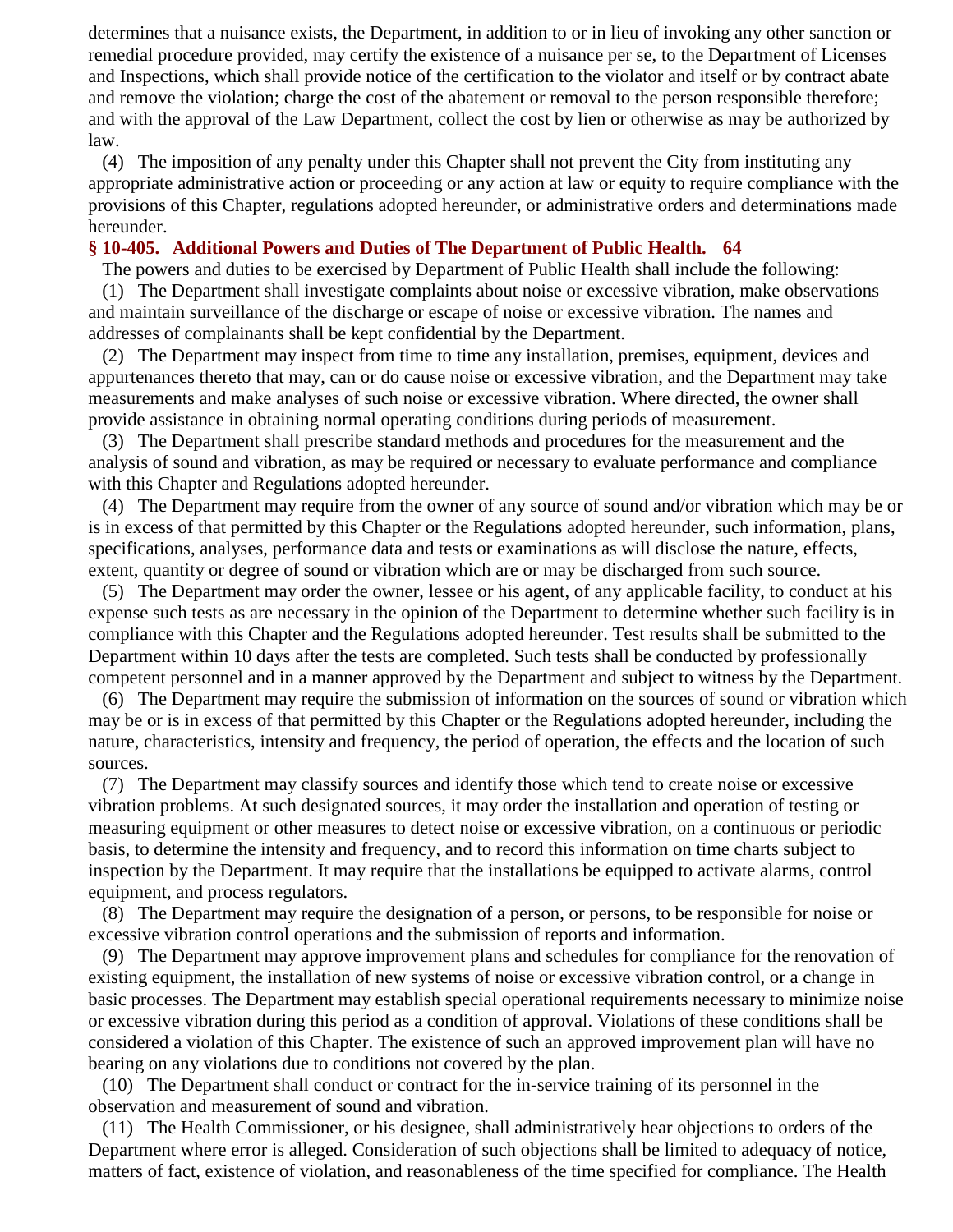determines that a nuisance exists, the Department, in addition to or in lieu of invoking any other sanction or remedial procedure provided, may certify the existence of a nuisance per se, to the Department of Licenses and Inspections, which shall provide notice of the certification to the violator and itself or by contract abate and remove the violation; charge the cost of the abatement or removal to the person responsible therefore; and with the approval of the Law Department, collect the cost by lien or otherwise as may be authorized by law.

(4) The imposition of any penalty under this Chapter shall not prevent the City from instituting any appropriate administrative action or proceeding or any action at law or equity to require compliance with the provisions of this Chapter, regulations adopted hereunder, or administrative orders and determinations made hereunder.

### § 10-405. Additional Powers and Duties of The Department of Public Health. 64

The powers and duties to be exercised by Department of Public Health shall include the following:

(1) The Department shall investigate complaints about noise or excessive vibration, make observations and maintain surveillance of the discharge or escape of noise or excessive vibration. The names and addresses of complainants shall be kept confidential by the Department.

(2) The Department may inspect from time to time any installation, premises, equipment, devices and appurtenances thereto that may, can or do cause noise or excessive vibration, and the Department may take measurements and make analyses of such noise or excessive vibration. Where directed, the owner shall provide assistance in obtaining normal operating conditions during periods of measurement.

(3) The Department shall prescribe standard methods and procedures for the measurement and the analysis of sound and vibration, as may be required or necessary to evaluate performance and compliance with this Chapter and Regulations adopted hereunder.

(4) The Department may require from the owner of any source of sound and/or vibration which may be or is in excess of that permitted by this Chapter or the Regulations adopted hereunder, such information, plans, specifications, analyses, performance data and tests or examinations as will disclose the nature, effects, extent, quantity or degree of sound or vibration which are or may be discharged from such source.

(5) The Department may order the owner, lessee or his agent, of any applicable facility, to conduct at his expense such tests as are necessary in the opinion of the Department to determine whether such facility is in compliance with this Chapter and the Regulations adopted hereunder. Test results shall be submitted to the Department within 10 days after the tests are completed. Such tests shall be conducted by professionally competent personnel and in a manner approved by the Department and subject to witness by the Department.

(6) The Department may require the submission of information on the sources of sound or vibration which may be or is in excess of that permitted by this Chapter or the Regulations adopted hereunder, including the nature, characteristics, intensity and frequency, the period of operation, the effects and the location of such sources.

(7) The Department may classify sources and identify those which tend to create noise or excessive vibration problems. At such designated sources, it may order the installation and operation of testing or measuring equipment or other measures to detect noise or excessive vibration, on a continuous or periodic basis, to determine the intensity and frequency, and to record this information on time charts subject to inspection by the Department. It may require that the installations be equipped to activate alarms, control equipment, and process regulators.

(8) The Department may require the designation of a person, or persons, to be responsible for noise or excessive vibration control operations and the submission of reports and information.

(9) The Department may approve improvement plans and schedules for compliance for the renovation of existing equipment, the installation of new systems of noise or excessive vibration control, or a change in basic processes. The Department may establish special operational requirements necessary to minimize noise or excessive vibration during this period as a condition of approval. Violations of these conditions shall be considered a violation of this Chapter. The existence of such an approved improvement plan will have no bearing on any violations due to conditions not covered by the plan.

(10) The Department shall conduct or contract for the in-service training of its personnel in the observation and measurement of sound and vibration.

(11) The Health Commissioner, or his designee, shall administratively hear objections to orders of the Department where error is alleged. Consideration of such objections shall be limited to adequacy of notice, matters of fact, existence of violation, and reasonableness of the time specified for compliance. The Health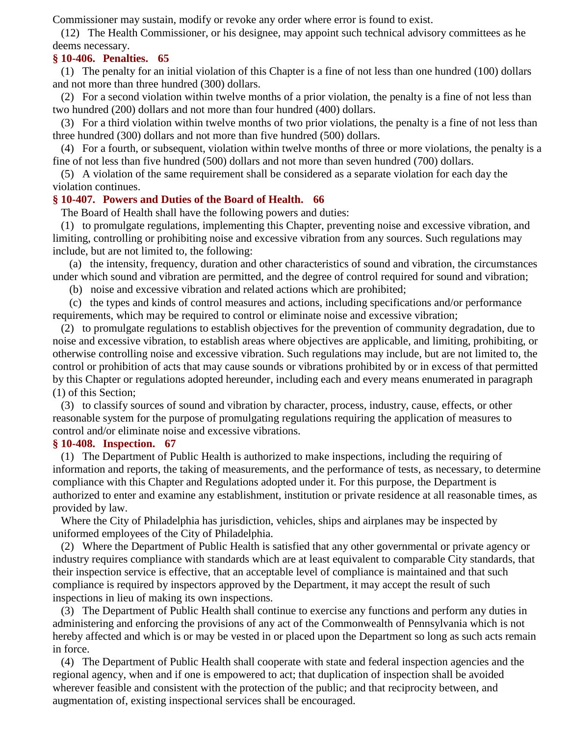Commissioner may sustain, modify or revoke any order where error is found to exist.

(12) The Health Commissioner, or his designee, may appoint such technical advisory committees as he deems necessary.

### § 10-406. Penalties. 65

(1) The penalty for an initial violation of this Chapter is a fine of not less than one hundred (100) dollars and not more than three hundred (300) dollars.

(2) For a second violation within twelve months of a prior violation, the penalty is a fine of not less than two hundred (200) dollars and not more than four hundred (400) dollars.

(3) For a third violation within twelve months of two prior violations, the penalty is a fine of not less than three hundred (300) dollars and not more than five hundred (500) dollars.

(4) For a fourth, or subsequent, violation within twelve months of three or more violations, the penalty is a fine of not less than five hundred (500) dollars and not more than seven hundred (700) dollars.

(5) A violation of the same requirement shall be considered as a separate violation for each day the violation continues.

### § 10-407. Powers and Duties of the Board of Health. 66

The Board of Health shall have the following powers and duties:

(1) to promulgate regulations, implementing this Chapter, preventing noise and excessive vibration, and limiting, controlling or prohibiting noise and excessive vibration from any sources. Such regulations may include, but are not limited to, the following:

(a) the intensity, frequency, duration and other characteristics of sound and vibration, the circumstances under which sound and vibration are permitted, and the degree of control required for sound and vibration;

(b) noise and excessive vibration and related actions which are prohibited;

(c) the types and kinds of control measures and actions, including specifications and/or performance requirements, which may be required to control or eliminate noise and excessive vibration;

(2) to promulgate regulations to establish objectives for the prevention of community degradation, due to noise and excessive vibration, to establish areas where objectives are applicable, and limiting, prohibiting, or otherwise controlling noise and excessive vibration. Such regulations may include, but are not limited to, the control or prohibition of acts that may cause sounds or vibrations prohibited by or in excess of that permitted by this Chapter or regulations adopted hereunder, including each and every means enumerated in paragraph (1) of this Section;

(3) to classify sources of sound and vibration by character, process, industry, cause, effects, or other reasonable system for the purpose of promulgating regulations requiring the application of measures to control and/or eliminate noise and excessive vibrations.

### § 10-408. Inspection. 67

(1) The Department of Public Health is authorized to make inspections, including the requiring of information and reports, the taking of measurements, and the performance of tests, as necessary, to determine compliance with this Chapter and Regulations adopted under it. For this purpose, the Department is authorized to enter and examine any establishment, institution or private residence at all reasonable times, as provided by law.

Where the City of Philadelphia has jurisdiction, vehicles, ships and airplanes may be inspected by uniformed employees of the City of Philadelphia.

(2) Where the Department of Public Health is satisfied that any other governmental or private agency or industry requires compliance with standards which are at least equivalent to comparable City standards, that their inspection service is effective, that an acceptable level of compliance is maintained and that such compliance is required by inspectors approved by the Department, it may accept the result of such inspections in lieu of making its own inspections.

(3) The Department of Public Health shall continue to exercise any functions and perform any duties in administering and enforcing the provisions of any act of the Commonwealth of Pennsylvania which is not hereby affected and which is or may be vested in or placed upon the Department so long as such acts remain in force.

(4) The Department of Public Health shall cooperate with state and federal inspection agencies and the regional agency, when and if one is empowered to act; that duplication of inspection shall be avoided wherever feasible and consistent with the protection of the public; and that reciprocity between, and augmentation of, existing inspectional services shall be encouraged.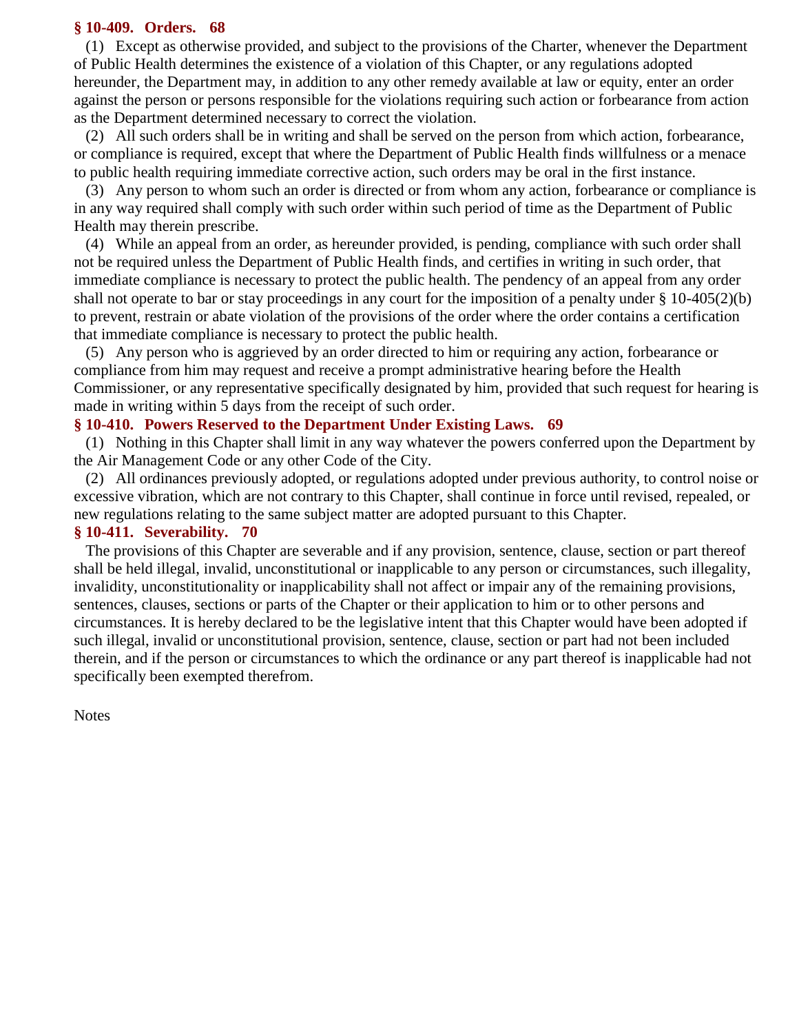### § 10-409. Orders. 68

(1) Except as otherwise provided, and subject to the provisions of the Charter, whenever the Department of Public Health determines the existence of a violation of this Chapter, or any regulations adopted hereunder, the Department may, in addition to any other remedy available at law or equity, enter an order against the person or persons responsible for the violations requiring such action or forbearance from action as the Department determined necessary to correct the violation.

(2) All such orders shall be in writing and shall be served on the person from which action, forbearance, or compliance is required, except that where the Department of Public Health finds willfulness or a menace to public health requiring immediate corrective action, such orders may be oral in the first instance.

(3) Any person to whom such an order is directed or from whom any action, forbearance or compliance is in any way required shall comply with such order within such period of time as the Department of Public Health may therein prescribe.

(4) While an appeal from an order, as hereunder provided, is pending, compliance with such order shall not be required unless the Department of Public Health finds, and certifies in writing in such order, that immediate compliance is necessary to protect the public health. The pendency of an appeal from any order shall not operate to bar or stay proceedings in any court for the imposition of a penalty under § 10-405(2)(b) to prevent, restrain or abate violation of the provisions of the order where the order contains a certification that immediate compliance is necessary to protect the public health.

(5) Any person who is aggrieved by an order directed to him or requiring any action, forbearance or compliance from him may request and receive a prompt administrative hearing before the Health Commissioner, or any representative specifically designated by him, provided that such request for hearing is made in writing within 5 days from the receipt of such order.

### § 10-410. Powers Reserved to the Department Under Existing Laws. 69

(1) Nothing in this Chapter shall limit in any way whatever the powers conferred upon the Department by the Air Management Code or any other Code of the City.

(2) All ordinances previously adopted, or regulations adopted under previous authority, to control noise or excessive vibration, which are not contrary to this Chapter, shall continue in force until revised, repealed, or new regulations relating to the same subject matter are adopted pursuant to this Chapter.

### § 10-411. Severability. 70

The provisions of this Chapter are severable and if any provision, sentence, clause, section or part thereof shall be held illegal, invalid, unconstitutional or inapplicable to any person or circumstances, such illegality, invalidity, unconstitutionality or inapplicability shall not affect or impair any of the remaining provisions, sentences, clauses, sections or parts of the Chapter or their application to him or to other persons and circumstances. It is hereby declared to be the legislative intent that this Chapter would have been adopted if such illegal, invalid or unconstitutional provision, sentence, clause, section or part had not been included therein, and if the person or circumstances to which the ordinance or any part thereof is inapplicable had not specifically been exempted therefrom.

Notes